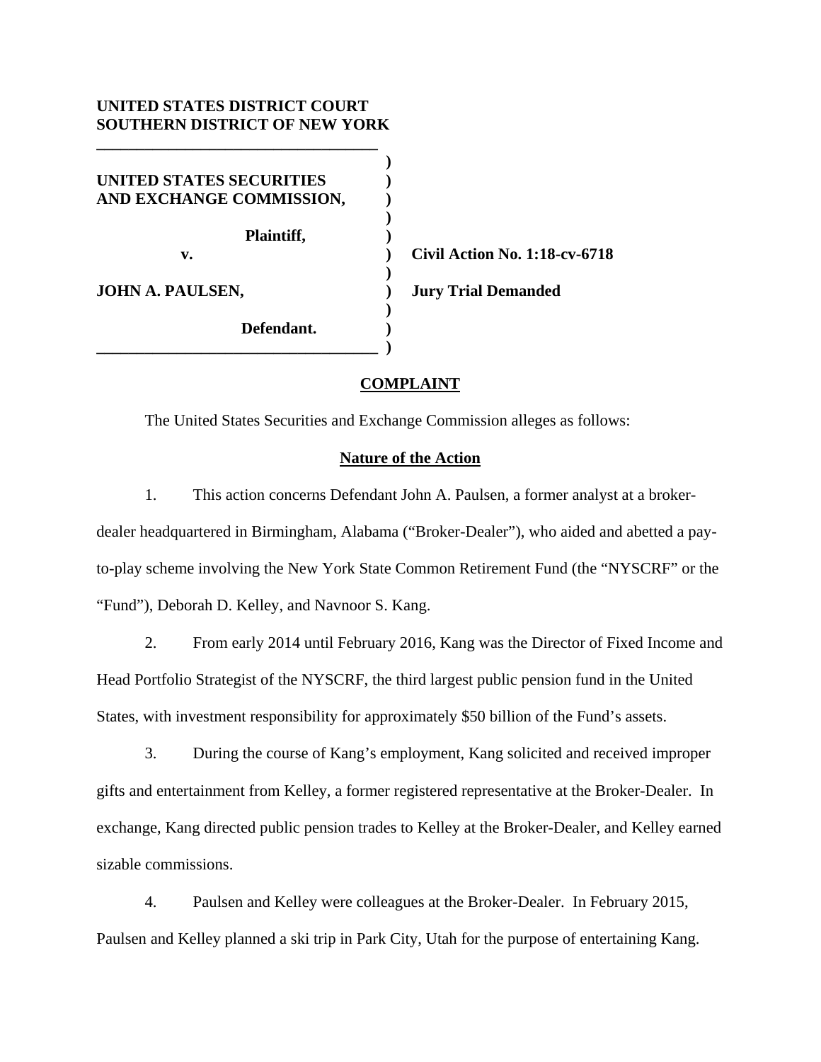**UNITED STATES DISTRICT COURT**
**SOUTHERN DISTRICT OF NEW YORK**

| | | |
|---|---|---|
| **UNITED STATES SECURITIES AND EXCHANGE COMMISSION,** | ) | |
| **Plaintiff,** | ) | |
| **v.** | ) | **Civil Action No. 1:18-cv-6718** |
| **JOHN A. PAULSEN,** | ) | **Jury Trial Demanded** |
| **Defendant.** | ) | |

## COMPLAINT

The United States Securities and Exchange Commission alleges as follows:

### Nature of the Action

1. This action concerns Defendant John A. Paulsen, a former analyst at a broker-dealer headquartered in Birmingham, Alabama ("Broker-Dealer"), who aided and abetted a pay-to-play scheme involving the New York State Common Retirement Fund (the "NYSCRF" or the "Fund"), Deborah D. Kelley, and Navnoor S. Kang.

2. From early 2014 until February 2016, Kang was the Director of Fixed Income and Head Portfolio Strategist of the NYSCRF, the third largest public pension fund in the United States, with investment responsibility for approximately $50 billion of the Fund's assets.

3. During the course of Kang's employment, Kang solicited and received improper gifts and entertainment from Kelley, a former registered representative at the Broker-Dealer. In exchange, Kang directed public pension trades to Kelley at the Broker-Dealer, and Kelley earned sizable commissions.

4. Paulsen and Kelley were colleagues at the Broker-Dealer. In February 2015, Paulsen and Kelley planned a ski trip in Park City, Utah for the purpose of entertaining Kang.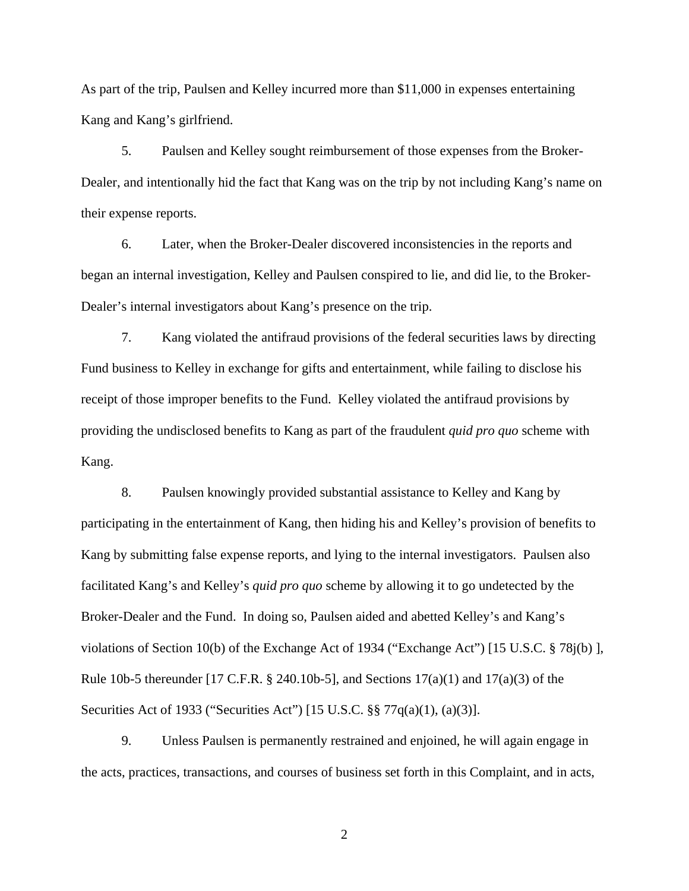As part of the trip, Paulsen and Kelley incurred more than $11,000 in expenses entertaining Kang and Kang's girlfriend.

5. Paulsen and Kelley sought reimbursement of those expenses from the Broker-Dealer, and intentionally hid the fact that Kang was on the trip by not including Kang's name on their expense reports.

6. Later, when the Broker-Dealer discovered inconsistencies in the reports and began an internal investigation, Kelley and Paulsen conspired to lie, and did lie, to the Broker-Dealer's internal investigators about Kang's presence on the trip.

7. Kang violated the antifraud provisions of the federal securities laws by directing Fund business to Kelley in exchange for gifts and entertainment, while failing to disclose his receipt of those improper benefits to the Fund. Kelley violated the antifraud provisions by providing the undisclosed benefits to Kang as part of the fraudulent *quid pro quo* scheme with Kang.

8. Paulsen knowingly provided substantial assistance to Kelley and Kang by participating in the entertainment of Kang, then hiding his and Kelley's provision of benefits to Kang by submitting false expense reports, and lying to the internal investigators. Paulsen also facilitated Kang's and Kelley's *quid pro quo* scheme by allowing it to go undetected by the Broker-Dealer and the Fund. In doing so, Paulsen aided and abetted Kelley's and Kang's violations of Section 10(b) of the Exchange Act of 1934 ("Exchange Act") [15 U.S.C. § 78j(b) ], Rule 10b-5 thereunder [17 C.F.R. § 240.10b-5], and Sections 17(a)(1) and 17(a)(3) of the Securities Act of 1933 ("Securities Act") [15 U.S.C. §§ 77q(a)(1), (a)(3)].

9. Unless Paulsen is permanently restrained and enjoined, he will again engage in the acts, practices, transactions, and courses of business set forth in this Complaint, and in acts,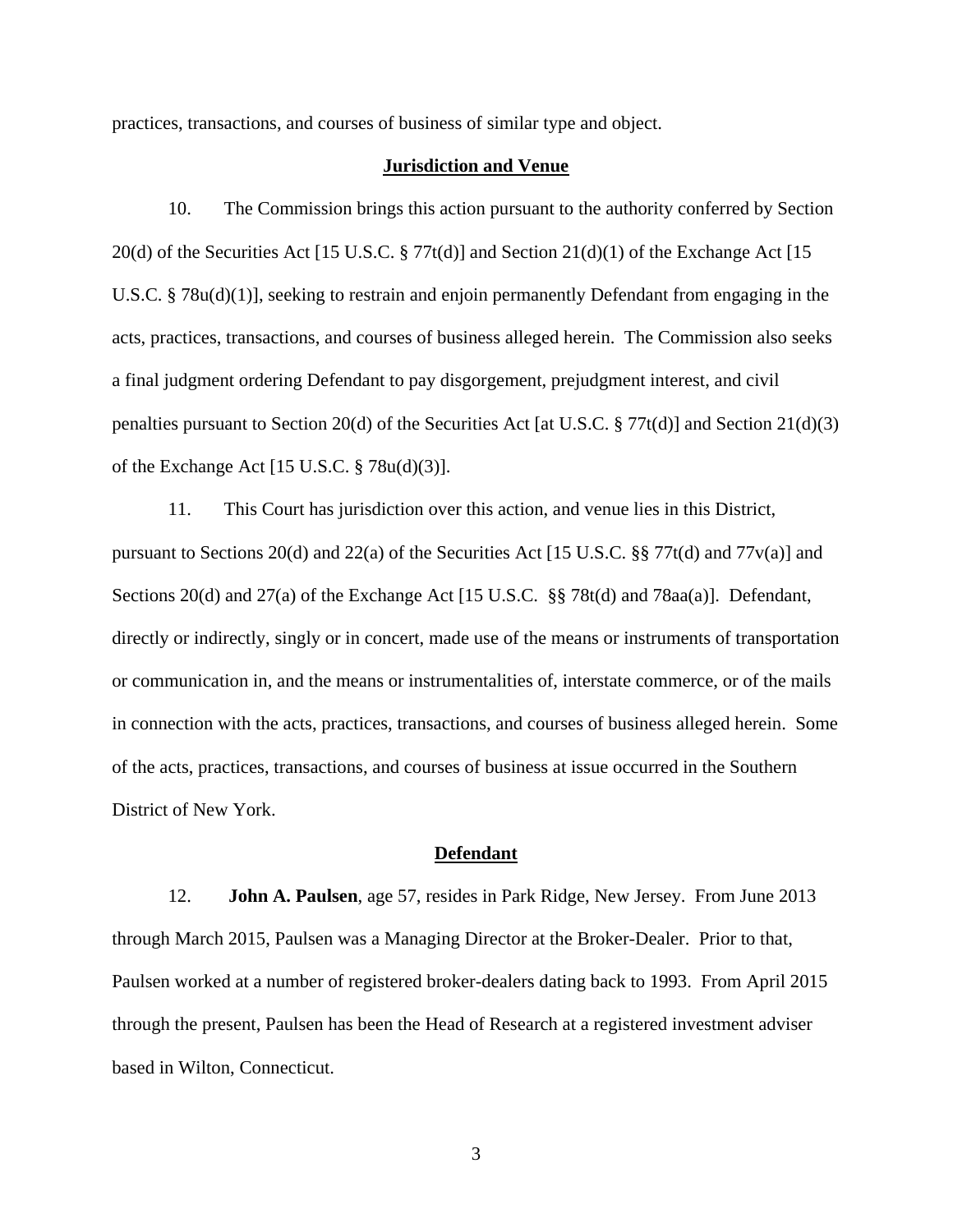practices, transactions, and courses of business of similar type and object.

**Jurisdiction and Venue**

10. The Commission brings this action pursuant to the authority conferred by Section 20(d) of the Securities Act [15 U.S.C. § 77t(d)] and Section 21(d)(1) of the Exchange Act [15 U.S.C. § 78u(d)(1)], seeking to restrain and enjoin permanently Defendant from engaging in the acts, practices, transactions, and courses of business alleged herein. The Commission also seeks a final judgment ordering Defendant to pay disgorgement, prejudgment interest, and civil penalties pursuant to Section 20(d) of the Securities Act [at U.S.C. § 77t(d)] and Section 21(d)(3) of the Exchange Act [15 U.S.C. § 78u(d)(3)].

11. This Court has jurisdiction over this action, and venue lies in this District, pursuant to Sections 20(d) and 22(a) of the Securities Act [15 U.S.C. §§ 77t(d) and 77v(a)] and Sections 20(d) and 27(a) of the Exchange Act [15 U.S.C. §§ 78t(d) and 78aa(a)]. Defendant, directly or indirectly, singly or in concert, made use of the means or instruments of transportation or communication in, and the means or instrumentalities of, interstate commerce, or of the mails in connection with the acts, practices, transactions, and courses of business alleged herein. Some of the acts, practices, transactions, and courses of business at issue occurred in the Southern District of New York.

**Defendant**

12. **John A. Paulsen**, age 57, resides in Park Ridge, New Jersey. From June 2013 through March 2015, Paulsen was a Managing Director at the Broker-Dealer. Prior to that, Paulsen worked at a number of registered broker-dealers dating back to 1993. From April 2015 through the present, Paulsen has been the Head of Research at a registered investment adviser based in Wilton, Connecticut.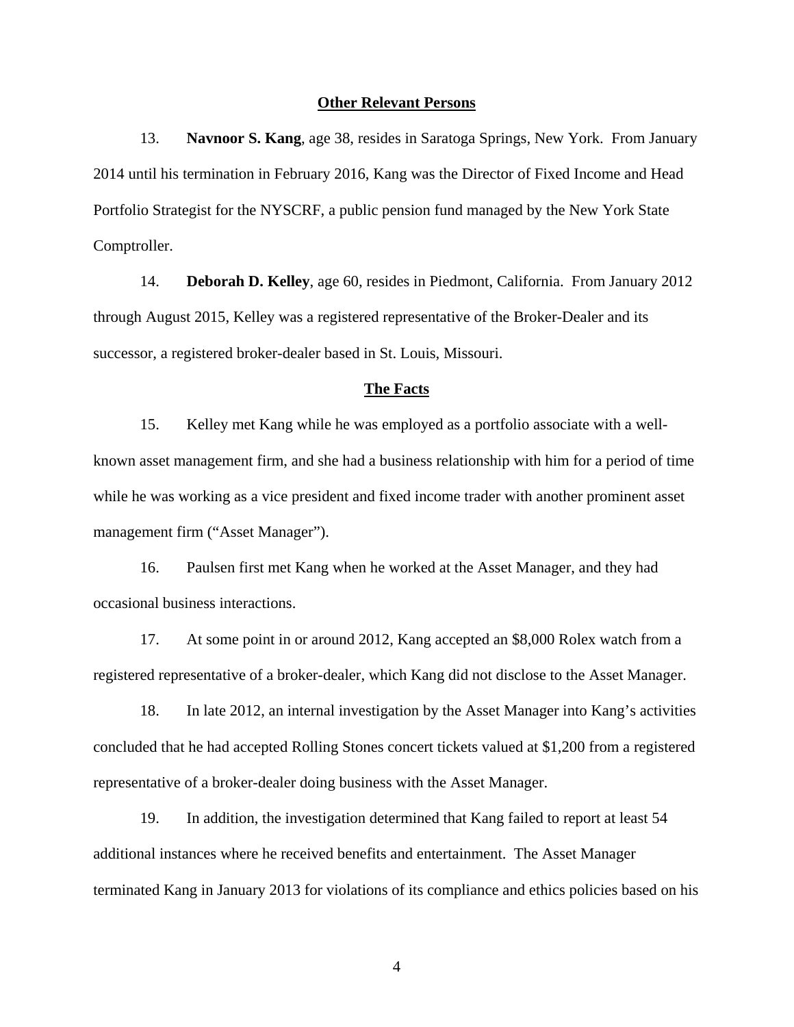## Other Relevant Persons

13. **Navnoor S. Kang**, age 38, resides in Saratoga Springs, New York. From January 2014 until his termination in February 2016, Kang was the Director of Fixed Income and Head Portfolio Strategist for the NYSCRF, a public pension fund managed by the New York State Comptroller.

14. **Deborah D. Kelley**, age 60, resides in Piedmont, California. From January 2012 through August 2015, Kelley was a registered representative of the Broker-Dealer and its successor, a registered broker-dealer based in St. Louis, Missouri.

## The Facts

15. Kelley met Kang while he was employed as a portfolio associate with a well-known asset management firm, and she had a business relationship with him for a period of time while he was working as a vice president and fixed income trader with another prominent asset management firm ("Asset Manager").

16. Paulsen first met Kang when he worked at the Asset Manager, and they had occasional business interactions.

17. At some point in or around 2012, Kang accepted an $8,000 Rolex watch from a registered representative of a broker-dealer, which Kang did not disclose to the Asset Manager.

18. In late 2012, an internal investigation by the Asset Manager into Kang's activities concluded that he had accepted Rolling Stones concert tickets valued at $1,200 from a registered representative of a broker-dealer doing business with the Asset Manager.

19. In addition, the investigation determined that Kang failed to report at least 54 additional instances where he received benefits and entertainment. The Asset Manager terminated Kang in January 2013 for violations of its compliance and ethics policies based on his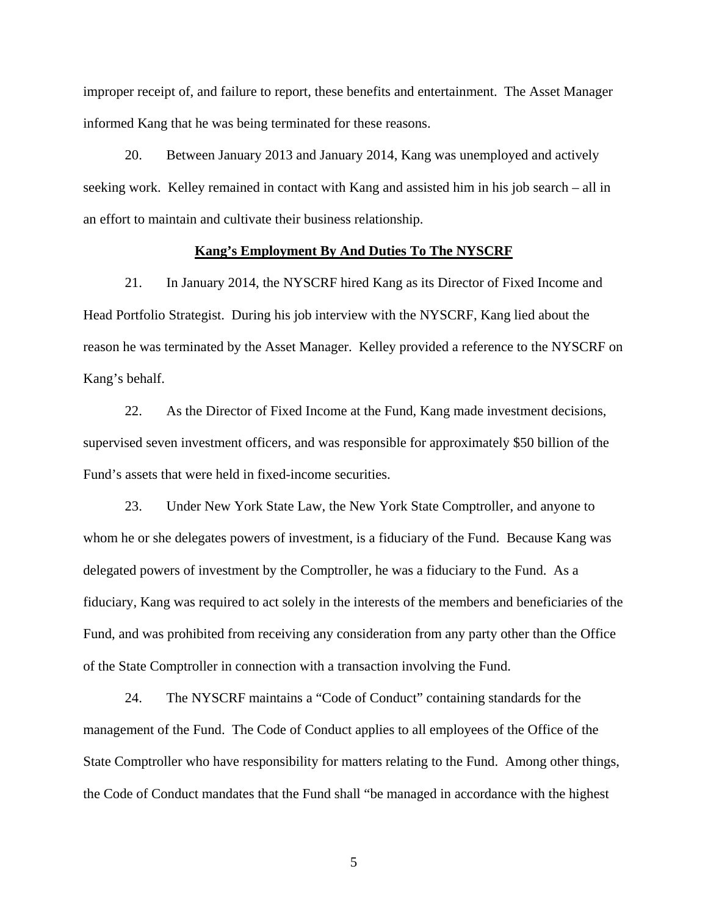improper receipt of, and failure to report, these benefits and entertainment. The Asset Manager informed Kang that he was being terminated for these reasons.

20. Between January 2013 and January 2014, Kang was unemployed and actively seeking work. Kelley remained in contact with Kang and assisted him in his job search – all in an effort to maintain and cultivate their business relationship.

**Kang's Employment By And Duties To The NYSCRF**

21. In January 2014, the NYSCRF hired Kang as its Director of Fixed Income and Head Portfolio Strategist. During his job interview with the NYSCRF, Kang lied about the reason he was terminated by the Asset Manager. Kelley provided a reference to the NYSCRF on Kang's behalf.

22. As the Director of Fixed Income at the Fund, Kang made investment decisions, supervised seven investment officers, and was responsible for approximately $50 billion of the Fund's assets that were held in fixed-income securities.

23. Under New York State Law, the New York State Comptroller, and anyone to whom he or she delegates powers of investment, is a fiduciary of the Fund. Because Kang was delegated powers of investment by the Comptroller, he was a fiduciary to the Fund. As a fiduciary, Kang was required to act solely in the interests of the members and beneficiaries of the Fund, and was prohibited from receiving any consideration from any party other than the Office of the State Comptroller in connection with a transaction involving the Fund.

24. The NYSCRF maintains a "Code of Conduct" containing standards for the management of the Fund. The Code of Conduct applies to all employees of the Office of the State Comptroller who have responsibility for matters relating to the Fund. Among other things, the Code of Conduct mandates that the Fund shall "be managed in accordance with the highest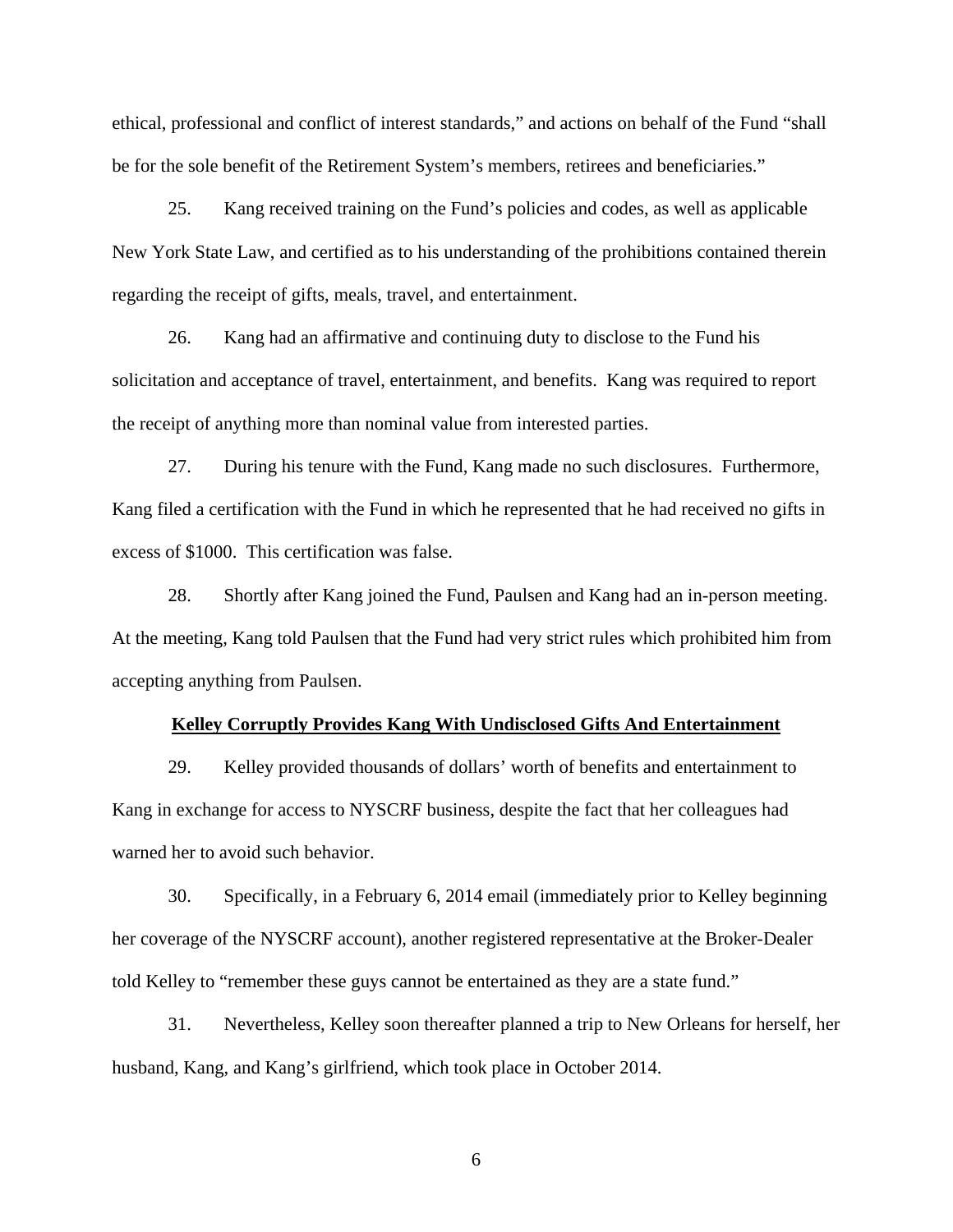ethical, professional and conflict of interest standards," and actions on behalf of the Fund "shall be for the sole benefit of the Retirement System's members, retirees and beneficiaries."

25. Kang received training on the Fund's policies and codes, as well as applicable New York State Law, and certified as to his understanding of the prohibitions contained therein regarding the receipt of gifts, meals, travel, and entertainment.

26. Kang had an affirmative and continuing duty to disclose to the Fund his solicitation and acceptance of travel, entertainment, and benefits. Kang was required to report the receipt of anything more than nominal value from interested parties.

27. During his tenure with the Fund, Kang made no such disclosures. Furthermore, Kang filed a certification with the Fund in which he represented that he had received no gifts in excess of $1000. This certification was false.

28. Shortly after Kang joined the Fund, Paulsen and Kang had an in-person meeting. At the meeting, Kang told Paulsen that the Fund had very strict rules which prohibited him from accepting anything from Paulsen.

**Kelley Corruptly Provides Kang With Undisclosed Gifts And Entertainment**

29. Kelley provided thousands of dollars' worth of benefits and entertainment to Kang in exchange for access to NYSCRF business, despite the fact that her colleagues had warned her to avoid such behavior.

30. Specifically, in a February 6, 2014 email (immediately prior to Kelley beginning her coverage of the NYSCRF account), another registered representative at the Broker-Dealer told Kelley to "remember these guys cannot be entertained as they are a state fund."

31. Nevertheless, Kelley soon thereafter planned a trip to New Orleans for herself, her husband, Kang, and Kang's girlfriend, which took place in October 2014.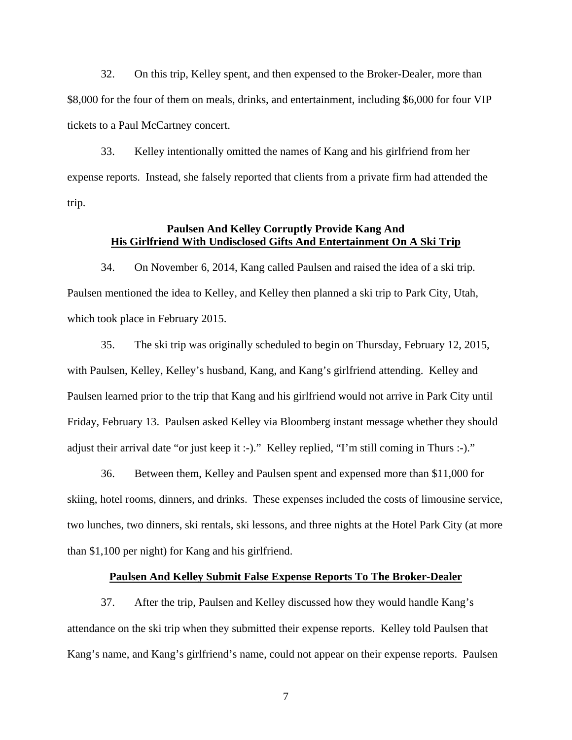32. On this trip, Kelley spent, and then expensed to the Broker-Dealer, more than $8,000 for the four of them on meals, drinks, and entertainment, including $6,000 for four VIP tickets to a Paul McCartney concert.

33. Kelley intentionally omitted the names of Kang and his girlfriend from her expense reports. Instead, she falsely reported that clients from a private firm had attended the trip.

**Paulsen And Kelley Corruptly Provide Kang And**
**<u>His Girlfriend With Undisclosed Gifts And Entertainment On A Ski Trip</u>**

34. On November 6, 2014, Kang called Paulsen and raised the idea of a ski trip. Paulsen mentioned the idea to Kelley, and Kelley then planned a ski trip to Park City, Utah, which took place in February 2015.

35. The ski trip was originally scheduled to begin on Thursday, February 12, 2015, with Paulsen, Kelley, Kelley's husband, Kang, and Kang's girlfriend attending. Kelley and Paulsen learned prior to the trip that Kang and his girlfriend would not arrive in Park City until Friday, February 13. Paulsen asked Kelley via Bloomberg instant message whether they should adjust their arrival date "or just keep it :-)." Kelley replied, "I'm still coming in Thurs :-)."

36. Between them, Kelley and Paulsen spent and expensed more than $11,000 for skiing, hotel rooms, dinners, and drinks. These expenses included the costs of limousine service, two lunches, two dinners, ski rentals, ski lessons, and three nights at the Hotel Park City (at more than $1,100 per night) for Kang and his girlfriend.

**<u>Paulsen And Kelley Submit False Expense Reports To The Broker-Dealer</u>**

37. After the trip, Paulsen and Kelley discussed how they would handle Kang's attendance on the ski trip when they submitted their expense reports. Kelley told Paulsen that Kang's name, and Kang's girlfriend's name, could not appear on their expense reports. Paulsen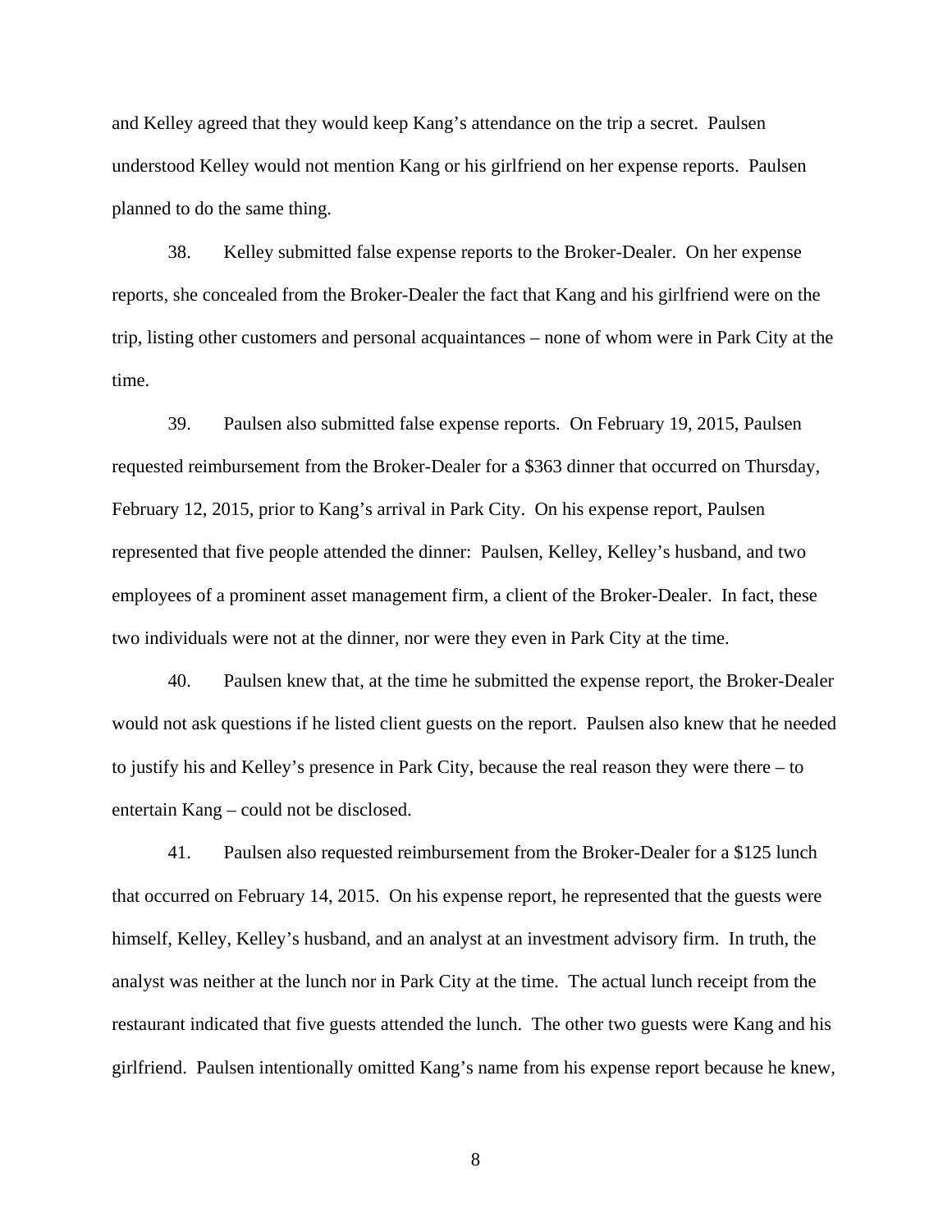and Kelley agreed that they would keep Kang's attendance on the trip a secret. Paulsen understood Kelley would not mention Kang or his girlfriend on her expense reports. Paulsen planned to do the same thing.

38. Kelley submitted false expense reports to the Broker-Dealer. On her expense reports, she concealed from the Broker-Dealer the fact that Kang and his girlfriend were on the trip, listing other customers and personal acquaintances – none of whom were in Park City at the time.

39. Paulsen also submitted false expense reports. On February 19, 2015, Paulsen requested reimbursement from the Broker-Dealer for a $363 dinner that occurred on Thursday, February 12, 2015, prior to Kang's arrival in Park City. On his expense report, Paulsen represented that five people attended the dinner: Paulsen, Kelley, Kelley's husband, and two employees of a prominent asset management firm, a client of the Broker-Dealer. In fact, these two individuals were not at the dinner, nor were they even in Park City at the time.

40. Paulsen knew that, at the time he submitted the expense report, the Broker-Dealer would not ask questions if he listed client guests on the report. Paulsen also knew that he needed to justify his and Kelley's presence in Park City, because the real reason they were there – to entertain Kang – could not be disclosed.

41. Paulsen also requested reimbursement from the Broker-Dealer for a $125 lunch that occurred on February 14, 2015. On his expense report, he represented that the guests were himself, Kelley, Kelley's husband, and an analyst at an investment advisory firm. In truth, the analyst was neither at the lunch nor in Park City at the time. The actual lunch receipt from the restaurant indicated that five guests attended the lunch. The other two guests were Kang and his girlfriend. Paulsen intentionally omitted Kang's name from his expense report because he knew,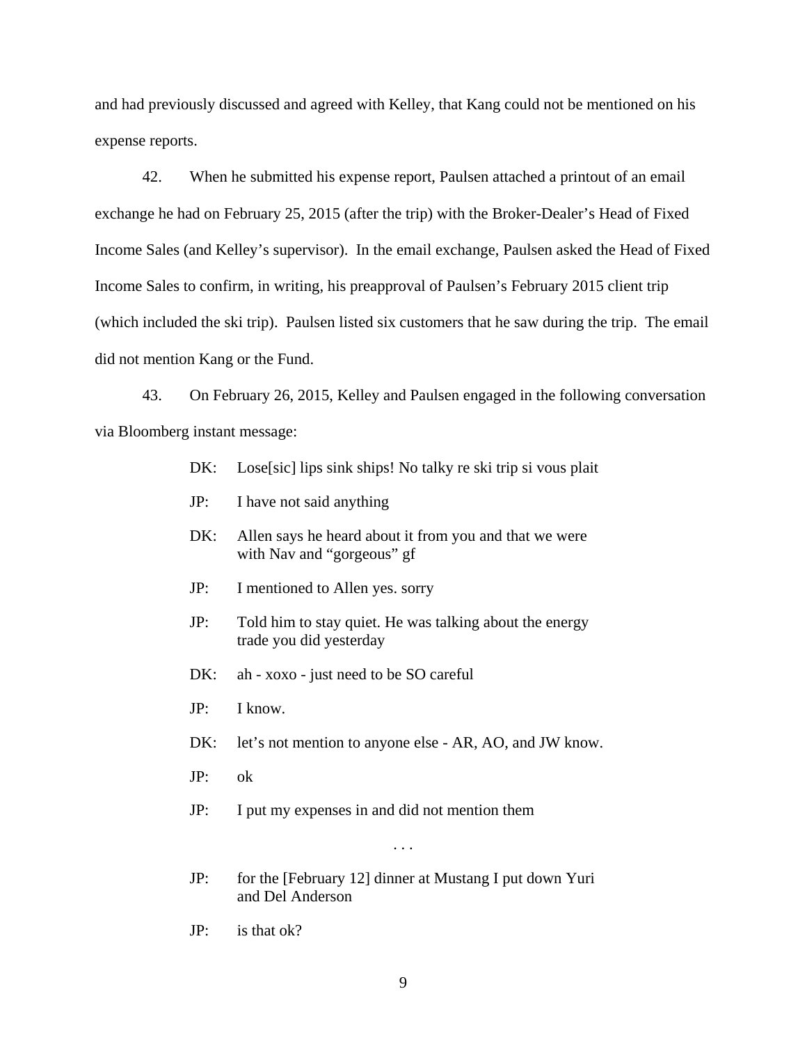and had previously discussed and agreed with Kelley, that Kang could not be mentioned on his expense reports.

42. When he submitted his expense report, Paulsen attached a printout of an email exchange he had on February 25, 2015 (after the trip) with the Broker-Dealer's Head of Fixed Income Sales (and Kelley's supervisor). In the email exchange, Paulsen asked the Head of Fixed Income Sales to confirm, in writing, his preapproval of Paulsen's February 2015 client trip (which included the ski trip). Paulsen listed six customers that he saw during the trip. The email did not mention Kang or the Fund.

43. On February 26, 2015, Kelley and Paulsen engaged in the following conversation via Bloomberg instant message:

> DK: Lose[sic] lips sink ships! No talky re ski trip si vous plait
>
> JP: I have not said anything
>
> DK: Allen says he heard about it from you and that we were with Nav and "gorgeous" gf
>
> JP: I mentioned to Allen yes. sorry
>
> JP: Told him to stay quiet. He was talking about the energy trade you did yesterday
>
> DK: ah - xoxo - just need to be SO careful
>
> JP: I know.
>
> DK: let's not mention to anyone else - AR, AO, and JW know.
>
> JP: ok
>
> JP: I put my expenses in and did not mention them
>
> . . .
>
> JP: for the [February 12] dinner at Mustang I put down Yuri and Del Anderson
>
> JP: is that ok?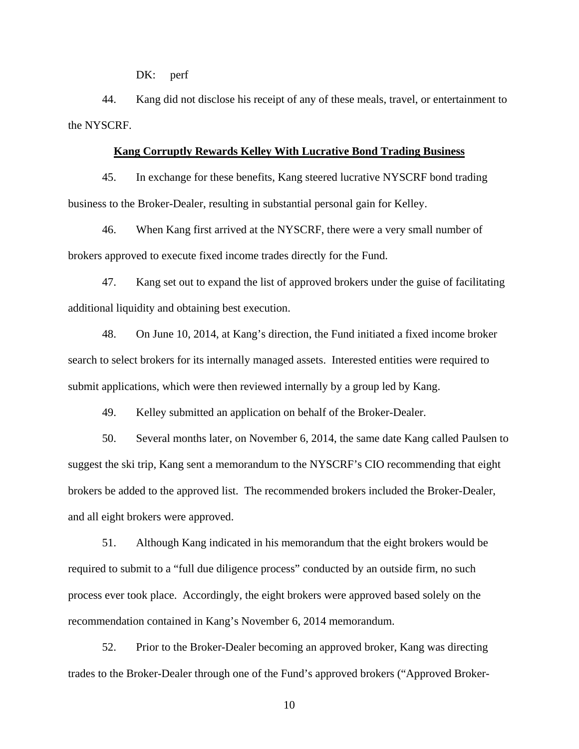DK: perf

44. Kang did not disclose his receipt of any of these meals, travel, or entertainment to the NYSCRF.

**Kang Corruptly Rewards Kelley With Lucrative Bond Trading Business**

45. In exchange for these benefits, Kang steered lucrative NYSCRF bond trading business to the Broker-Dealer, resulting in substantial personal gain for Kelley.

46. When Kang first arrived at the NYSCRF, there were a very small number of brokers approved to execute fixed income trades directly for the Fund.

47. Kang set out to expand the list of approved brokers under the guise of facilitating additional liquidity and obtaining best execution.

48. On June 10, 2014, at Kang's direction, the Fund initiated a fixed income broker search to select brokers for its internally managed assets. Interested entities were required to submit applications, which were then reviewed internally by a group led by Kang.

49. Kelley submitted an application on behalf of the Broker-Dealer.

50. Several months later, on November 6, 2014, the same date Kang called Paulsen to suggest the ski trip, Kang sent a memorandum to the NYSCRF's CIO recommending that eight brokers be added to the approved list. The recommended brokers included the Broker-Dealer, and all eight brokers were approved.

51. Although Kang indicated in his memorandum that the eight brokers would be required to submit to a "full due diligence process" conducted by an outside firm, no such process ever took place. Accordingly, the eight brokers were approved based solely on the recommendation contained in Kang's November 6, 2014 memorandum.

52. Prior to the Broker-Dealer becoming an approved broker, Kang was directing trades to the Broker-Dealer through one of the Fund's approved brokers ("Approved Broker-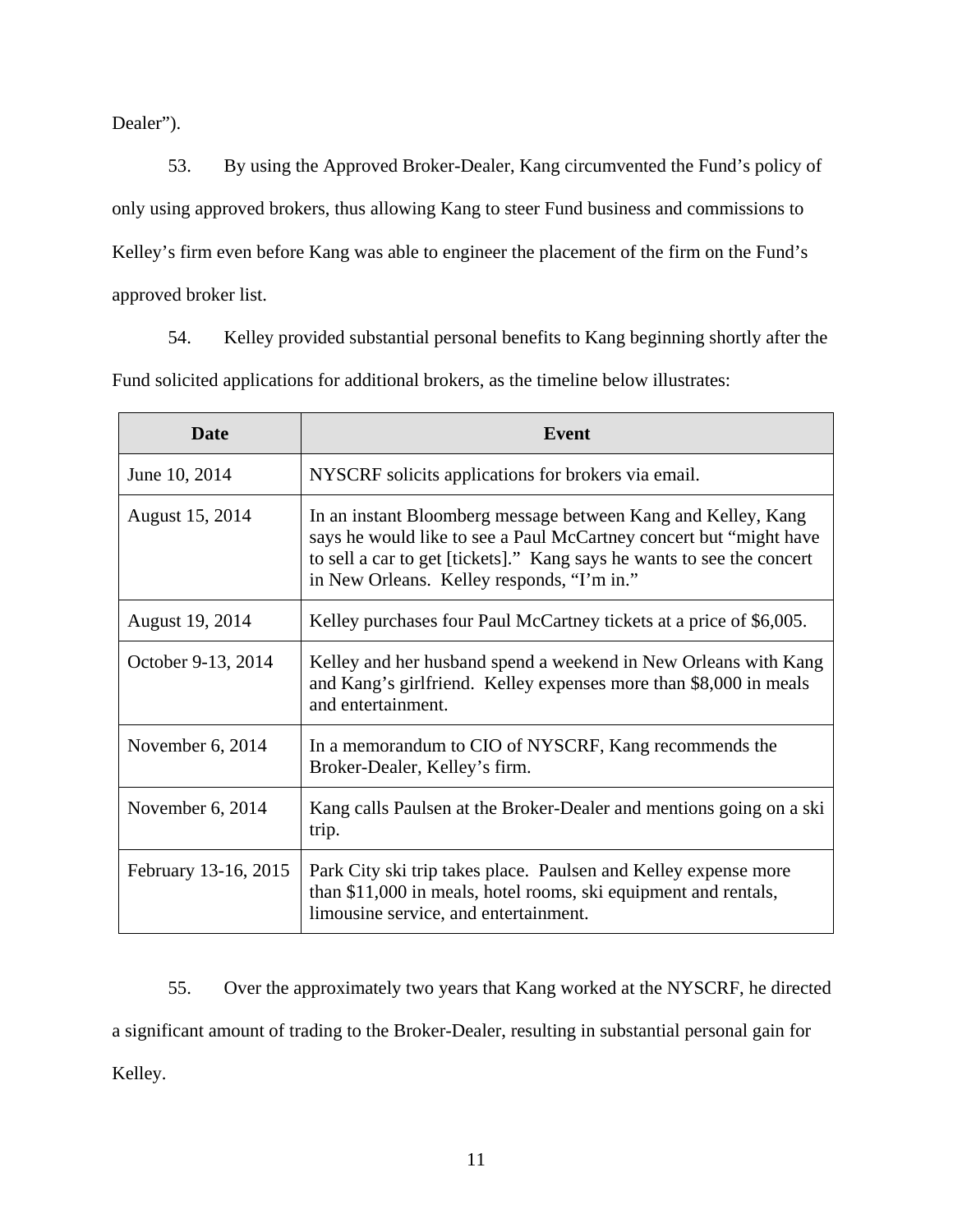Dealer”).

53. By using the Approved Broker-Dealer, Kang circumvented the Fund’s policy of only using approved brokers, thus allowing Kang to steer Fund business and commissions to Kelley’s firm even before Kang was able to engineer the placement of the firm on the Fund’s approved broker list.

54. Kelley provided substantial personal benefits to Kang beginning shortly after the Fund solicited applications for additional brokers, as the timeline below illustrates:

| Date | Event |
|---|---|
| June 10, 2014 | NYSCRF solicits applications for brokers via email. |
| August 15, 2014 | In an instant Bloomberg message between Kang and Kelley, Kang says he would like to see a Paul McCartney concert but “might have to sell a car to get [tickets].” Kang says he wants to see the concert in New Orleans. Kelley responds, “I’m in.” |
| August 19, 2014 | Kelley purchases four Paul McCartney tickets at a price of $6,005. |
| October 9-13, 2014 | Kelley and her husband spend a weekend in New Orleans with Kang and Kang’s girlfriend. Kelley expenses more than $8,000 in meals and entertainment. |
| November 6, 2014 | In a memorandum to CIO of NYSCRF, Kang recommends the Broker-Dealer, Kelley’s firm. |
| November 6, 2014 | Kang calls Paulsen at the Broker-Dealer and mentions going on a ski trip. |
| February 13-16, 2015 | Park City ski trip takes place. Paulsen and Kelley expense more than $11,000 in meals, hotel rooms, ski equipment and rentals, limousine service, and entertainment. |

55. Over the approximately two years that Kang worked at the NYSCRF, he directed a significant amount of trading to the Broker-Dealer, resulting in substantial personal gain for Kelley.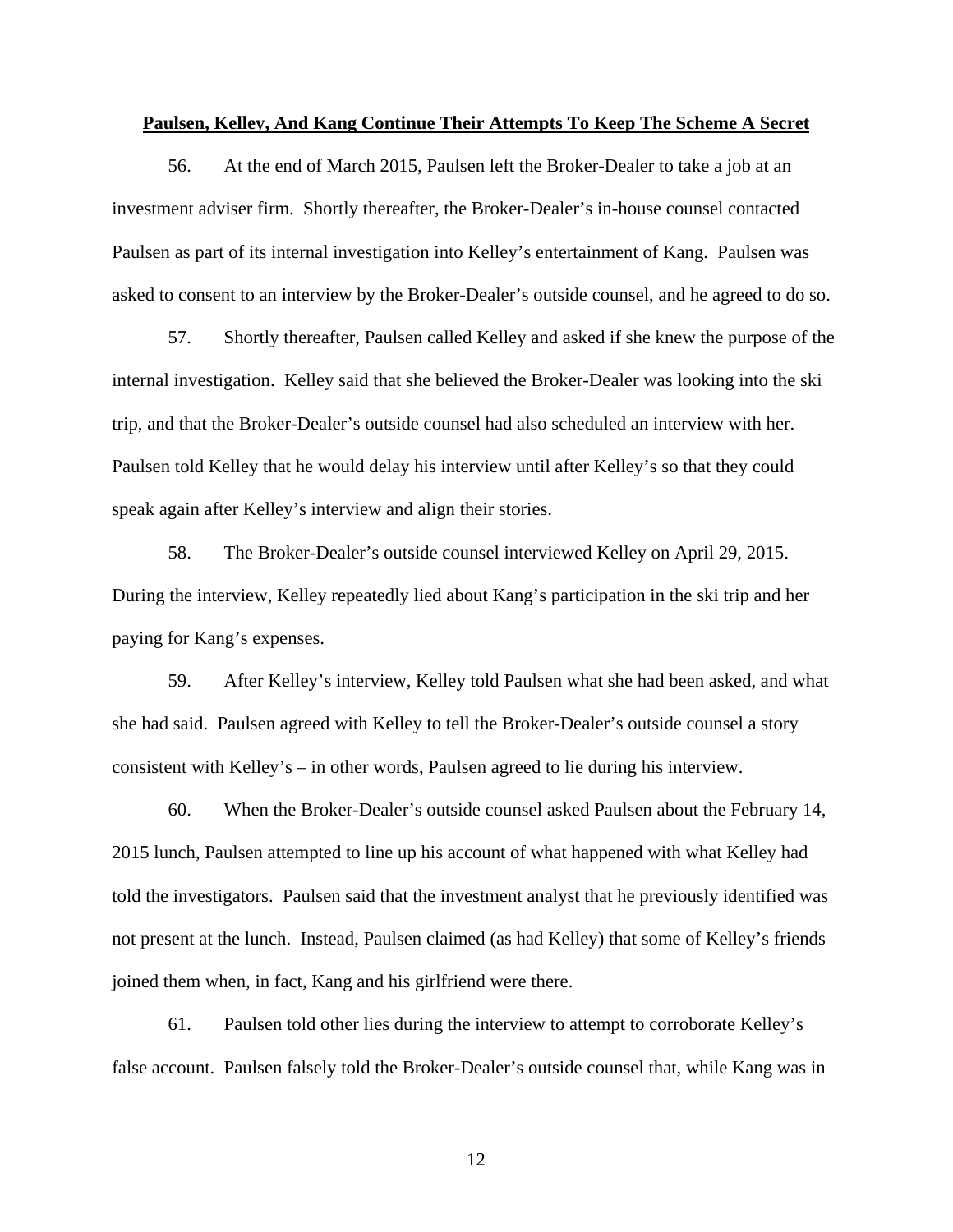**Paulsen, Kelley, And Kang Continue Their Attempts To Keep The Scheme A Secret**

56. At the end of March 2015, Paulsen left the Broker-Dealer to take a job at an investment adviser firm. Shortly thereafter, the Broker-Dealer's in-house counsel contacted Paulsen as part of its internal investigation into Kelley's entertainment of Kang. Paulsen was asked to consent to an interview by the Broker-Dealer's outside counsel, and he agreed to do so.

57. Shortly thereafter, Paulsen called Kelley and asked if she knew the purpose of the internal investigation. Kelley said that she believed the Broker-Dealer was looking into the ski trip, and that the Broker-Dealer's outside counsel had also scheduled an interview with her. Paulsen told Kelley that he would delay his interview until after Kelley's so that they could speak again after Kelley's interview and align their stories.

58. The Broker-Dealer's outside counsel interviewed Kelley on April 29, 2015. During the interview, Kelley repeatedly lied about Kang's participation in the ski trip and her paying for Kang's expenses.

59. After Kelley's interview, Kelley told Paulsen what she had been asked, and what she had said. Paulsen agreed with Kelley to tell the Broker-Dealer's outside counsel a story consistent with Kelley's – in other words, Paulsen agreed to lie during his interview.

60. When the Broker-Dealer's outside counsel asked Paulsen about the February 14, 2015 lunch, Paulsen attempted to line up his account of what happened with what Kelley had told the investigators. Paulsen said that the investment analyst that he previously identified was not present at the lunch. Instead, Paulsen claimed (as had Kelley) that some of Kelley's friends joined them when, in fact, Kang and his girlfriend were there.

61. Paulsen told other lies during the interview to attempt to corroborate Kelley's false account. Paulsen falsely told the Broker-Dealer's outside counsel that, while Kang was in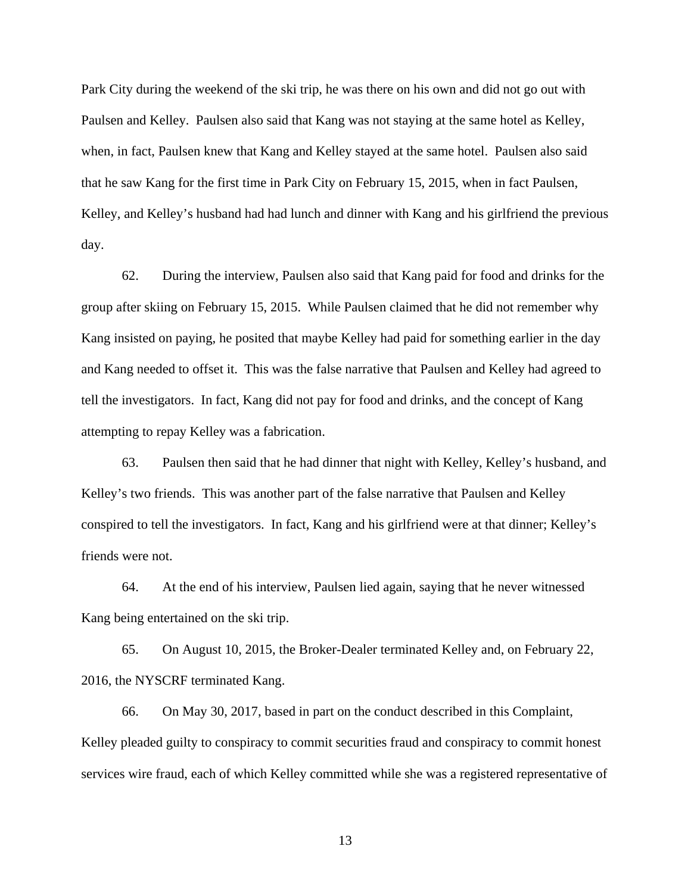Park City during the weekend of the ski trip, he was there on his own and did not go out with Paulsen and Kelley. Paulsen also said that Kang was not staying at the same hotel as Kelley, when, in fact, Paulsen knew that Kang and Kelley stayed at the same hotel. Paulsen also said that he saw Kang for the first time in Park City on February 15, 2015, when in fact Paulsen, Kelley, and Kelley's husband had had lunch and dinner with Kang and his girlfriend the previous day.

62. During the interview, Paulsen also said that Kang paid for food and drinks for the group after skiing on February 15, 2015. While Paulsen claimed that he did not remember why Kang insisted on paying, he posited that maybe Kelley had paid for something earlier in the day and Kang needed to offset it. This was the false narrative that Paulsen and Kelley had agreed to tell the investigators. In fact, Kang did not pay for food and drinks, and the concept of Kang attempting to repay Kelley was a fabrication.

63. Paulsen then said that he had dinner that night with Kelley, Kelley's husband, and Kelley's two friends. This was another part of the false narrative that Paulsen and Kelley conspired to tell the investigators. In fact, Kang and his girlfriend were at that dinner; Kelley's friends were not.

64. At the end of his interview, Paulsen lied again, saying that he never witnessed Kang being entertained on the ski trip.

65. On August 10, 2015, the Broker-Dealer terminated Kelley and, on February 22, 2016, the NYSCRF terminated Kang.

66. On May 30, 2017, based in part on the conduct described in this Complaint, Kelley pleaded guilty to conspiracy to commit securities fraud and conspiracy to commit honest services wire fraud, each of which Kelley committed while she was a registered representative of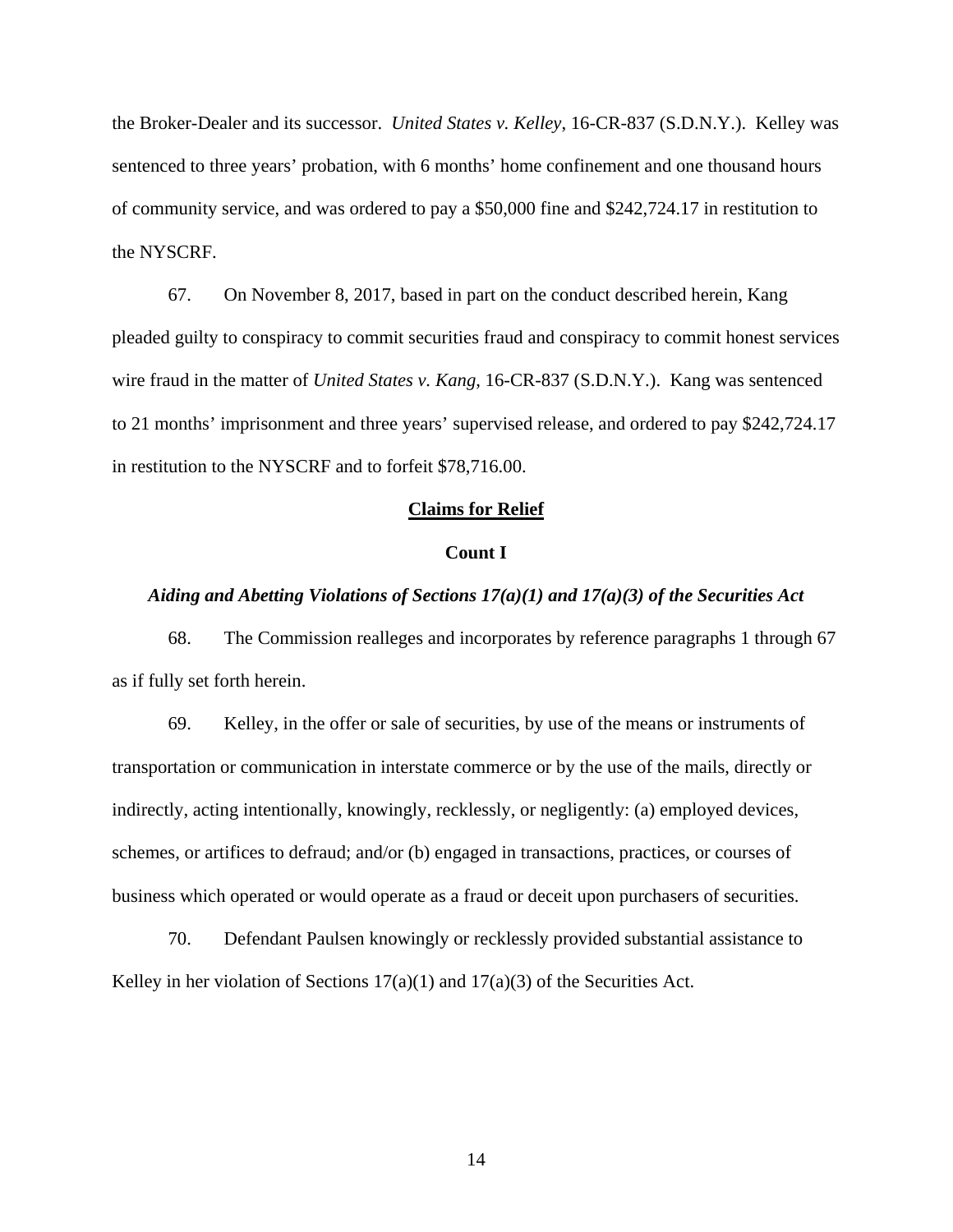the Broker-Dealer and its successor. *United States v. Kelley*, 16-CR-837 (S.D.N.Y.). Kelley was sentenced to three years' probation, with 6 months' home confinement and one thousand hours of community service, and was ordered to pay a $50,000 fine and $242,724.17 in restitution to the NYSCRF.

67. On November 8, 2017, based in part on the conduct described herein, Kang pleaded guilty to conspiracy to commit securities fraud and conspiracy to commit honest services wire fraud in the matter of *United States v. Kang*, 16-CR-837 (S.D.N.Y.). Kang was sentenced to 21 months' imprisonment and three years' supervised release, and ordered to pay $242,724.17 in restitution to the NYSCRF and to forfeit $78,716.00.

## Claims for Relief

### Count I

***Aiding and Abetting Violations of Sections 17(a)(1) and 17(a)(3) of the Securities Act***

68. The Commission realleges and incorporates by reference paragraphs 1 through 67 as if fully set forth herein.

69. Kelley, in the offer or sale of securities, by use of the means or instruments of transportation or communication in interstate commerce or by the use of the mails, directly or indirectly, acting intentionally, knowingly, recklessly, or negligently: (a) employed devices, schemes, or artifices to defraud; and/or (b) engaged in transactions, practices, or courses of business which operated or would operate as a fraud or deceit upon purchasers of securities.

70. Defendant Paulsen knowingly or recklessly provided substantial assistance to Kelley in her violation of Sections 17(a)(1) and 17(a)(3) of the Securities Act.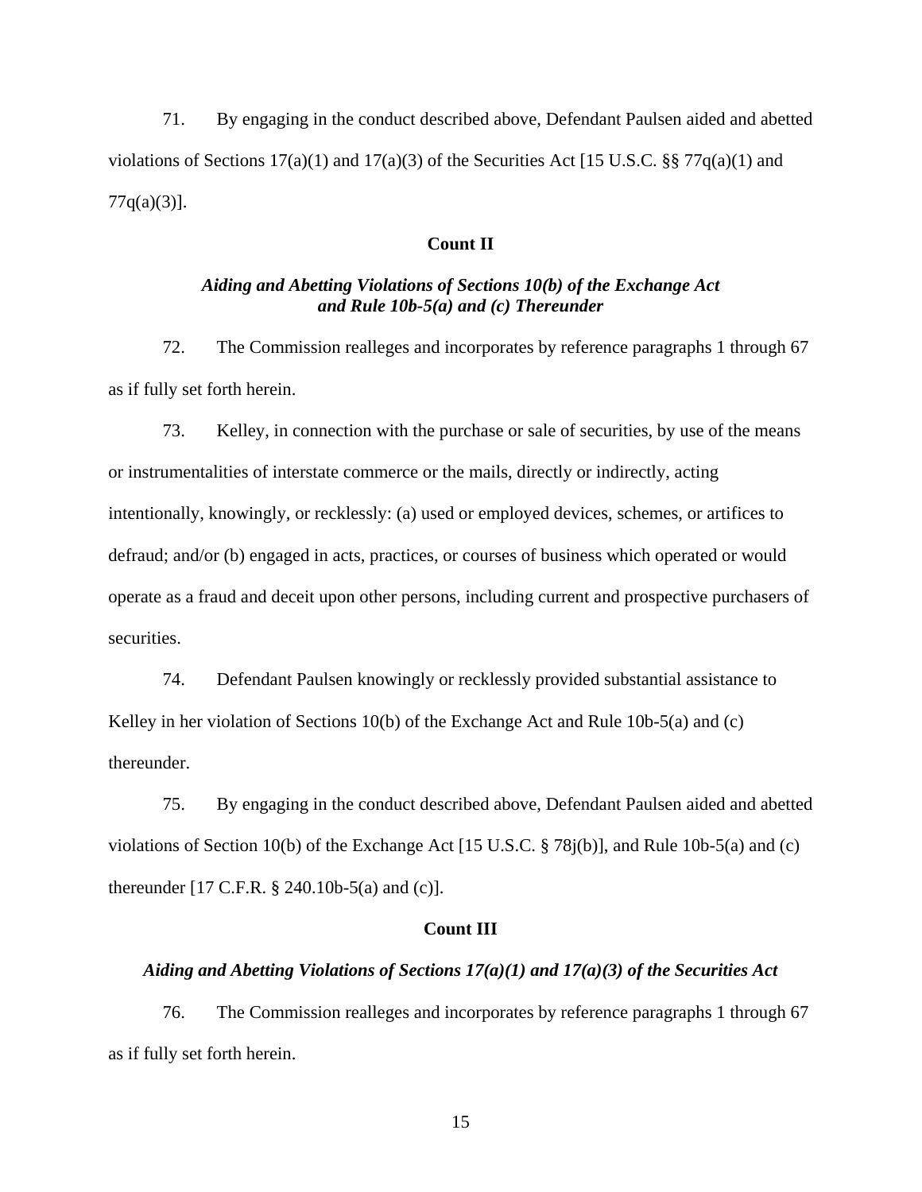71. By engaging in the conduct described above, Defendant Paulsen aided and abetted violations of Sections 17(a)(1) and 17(a)(3) of the Securities Act [15 U.S.C. §§ 77q(a)(1) and 77q(a)(3)].

**Count II**

***Aiding and Abetting Violations of Sections 10(b) of the Exchange Act and Rule 10b-5(a) and (c) Thereunder***

72. The Commission realleges and incorporates by reference paragraphs 1 through 67 as if fully set forth herein.

73. Kelley, in connection with the purchase or sale of securities, by use of the means or instrumentalities of interstate commerce or the mails, directly or indirectly, acting intentionally, knowingly, or recklessly: (a) used or employed devices, schemes, or artifices to defraud; and/or (b) engaged in acts, practices, or courses of business which operated or would operate as a fraud and deceit upon other persons, including current and prospective purchasers of securities.

74. Defendant Paulsen knowingly or recklessly provided substantial assistance to Kelley in her violation of Sections 10(b) of the Exchange Act and Rule 10b-5(a) and (c) thereunder.

75. By engaging in the conduct described above, Defendant Paulsen aided and abetted violations of Section 10(b) of the Exchange Act [15 U.S.C. § 78j(b)], and Rule 10b-5(a) and (c) thereunder [17 C.F.R. § 240.10b-5(a) and (c)].

**Count III**

***Aiding and Abetting Violations of Sections 17(a)(1) and 17(a)(3) of the Securities Act***

76. The Commission realleges and incorporates by reference paragraphs 1 through 67 as if fully set forth herein.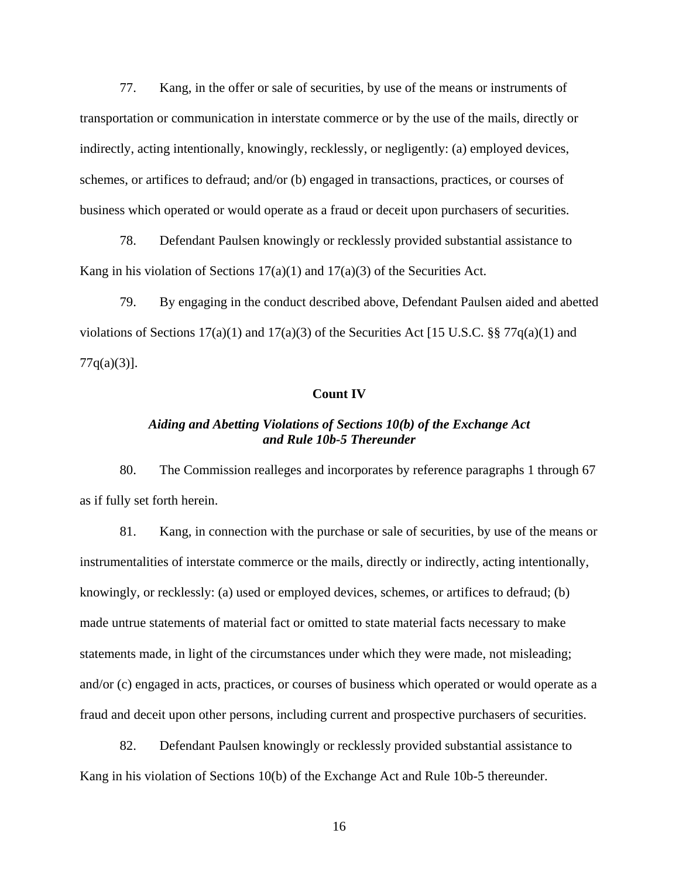77. Kang, in the offer or sale of securities, by use of the means or instruments of transportation or communication in interstate commerce or by the use of the mails, directly or indirectly, acting intentionally, knowingly, recklessly, or negligently: (a) employed devices, schemes, or artifices to defraud; and/or (b) engaged in transactions, practices, or courses of business which operated or would operate as a fraud or deceit upon purchasers of securities.

78. Defendant Paulsen knowingly or recklessly provided substantial assistance to Kang in his violation of Sections 17(a)(1) and 17(a)(3) of the Securities Act.

79. By engaging in the conduct described above, Defendant Paulsen aided and abetted violations of Sections 17(a)(1) and 17(a)(3) of the Securities Act [15 U.S.C. §§ 77q(a)(1) and 77q(a)(3)].

**Count IV**

***Aiding and Abetting Violations of Sections 10(b) of the Exchange Act and Rule 10b-5 Thereunder***

80. The Commission realleges and incorporates by reference paragraphs 1 through 67 as if fully set forth herein.

81. Kang, in connection with the purchase or sale of securities, by use of the means or instrumentalities of interstate commerce or the mails, directly or indirectly, acting intentionally, knowingly, or recklessly: (a) used or employed devices, schemes, or artifices to defraud; (b) made untrue statements of material fact or omitted to state material facts necessary to make statements made, in light of the circumstances under which they were made, not misleading; and/or (c) engaged in acts, practices, or courses of business which operated or would operate as a fraud and deceit upon other persons, including current and prospective purchasers of securities.

82. Defendant Paulsen knowingly or recklessly provided substantial assistance to Kang in his violation of Sections 10(b) of the Exchange Act and Rule 10b-5 thereunder.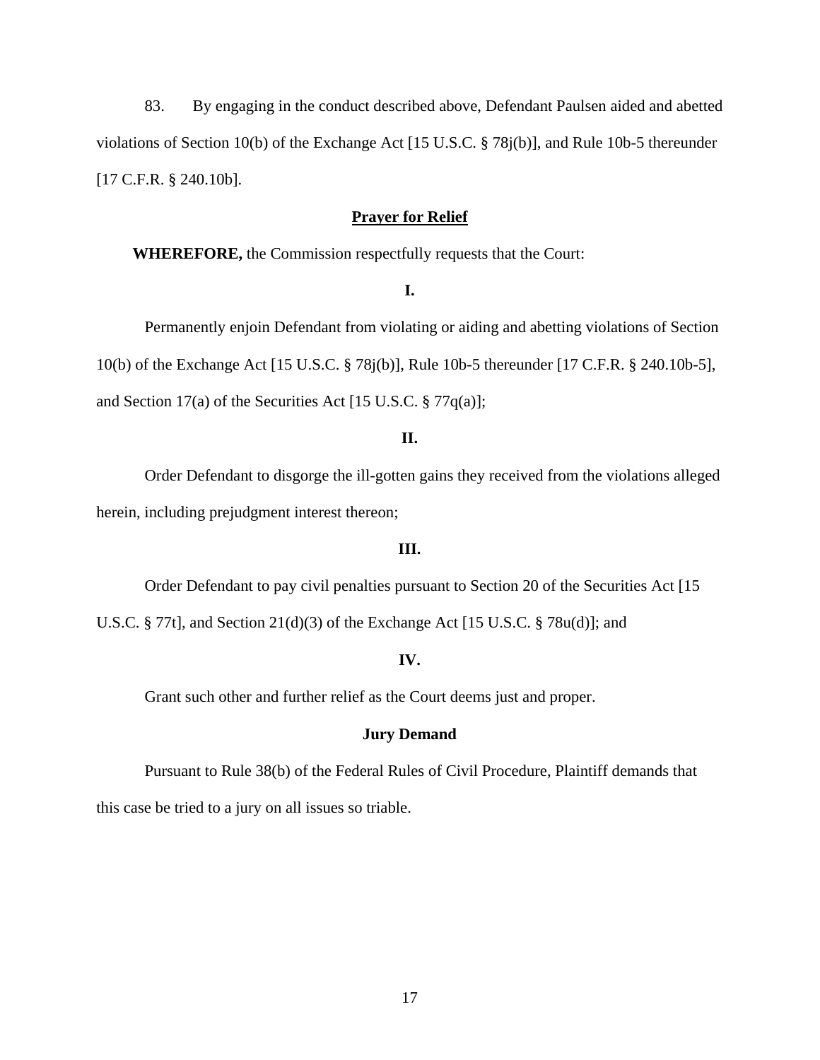83. By engaging in the conduct described above, Defendant Paulsen aided and abetted violations of Section 10(b) of the Exchange Act [15 U.S.C. § 78j(b)], and Rule 10b-5 thereunder [17 C.F.R. § 240.10b].

**Prayer for Relief**

**WHEREFORE,** the Commission respectfully requests that the Court:

**I.**

Permanently enjoin Defendant from violating or aiding and abetting violations of Section 10(b) of the Exchange Act [15 U.S.C. § 78j(b)], Rule 10b-5 thereunder [17 C.F.R. § 240.10b-5], and Section 17(a) of the Securities Act [15 U.S.C. § 77q(a)];

**II.**

Order Defendant to disgorge the ill-gotten gains they received from the violations alleged herein, including prejudgment interest thereon;

**III.**

Order Defendant to pay civil penalties pursuant to Section 20 of the Securities Act [15 U.S.C. § 77t], and Section 21(d)(3) of the Exchange Act [15 U.S.C. § 78u(d)]; and

**IV.**

Grant such other and further relief as the Court deems just and proper.

**Jury Demand**

Pursuant to Rule 38(b) of the Federal Rules of Civil Procedure, Plaintiff demands that this case be tried to a jury on all issues so triable.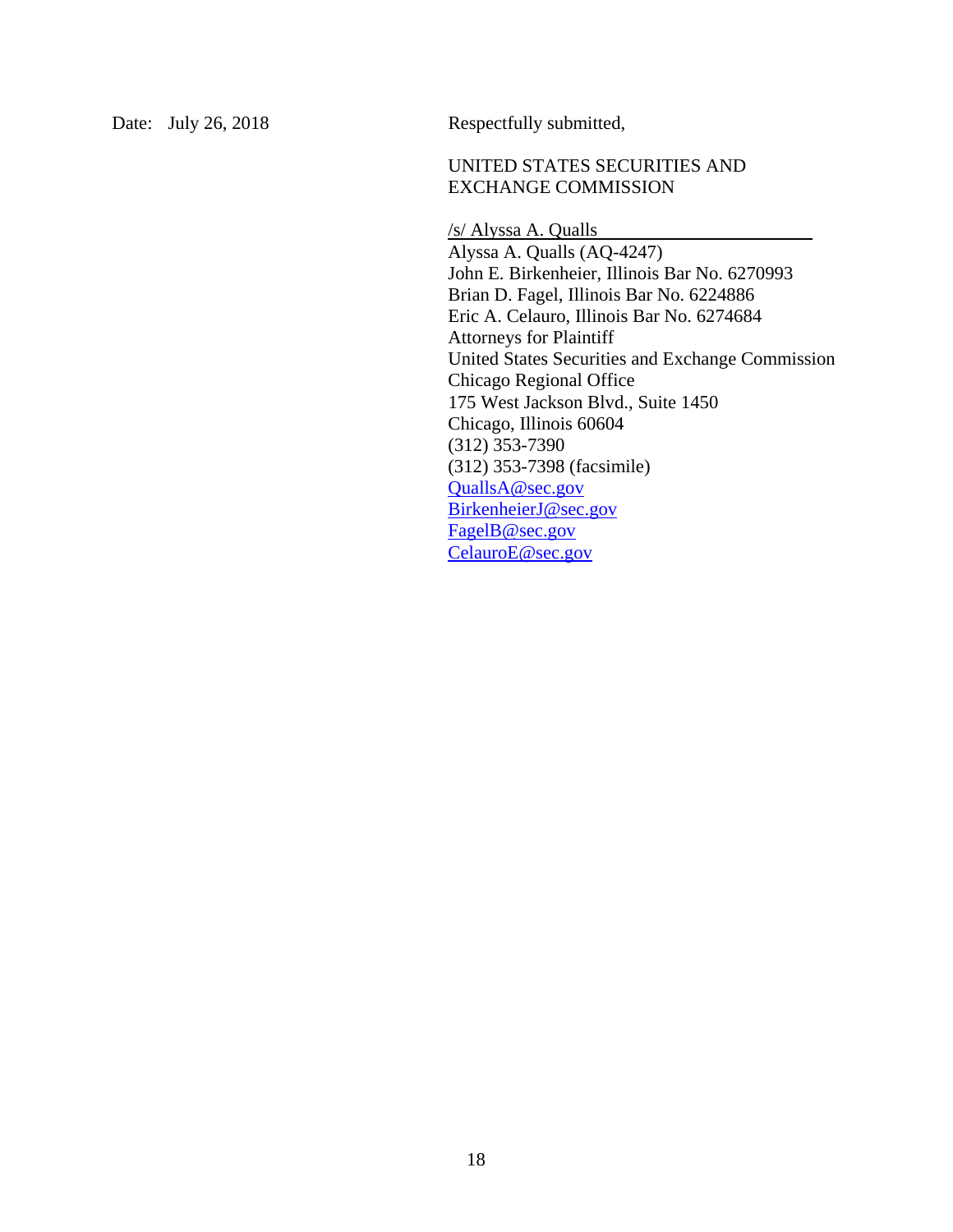Date: July 26, 2018

Respectfully submitted,

UNITED STATES SECURITIES AND EXCHANGE COMMISSION

/s/ Alyssa A. Qualls

Alyssa A. Qualls (AQ-4247)
John E. Birkenheier, Illinois Bar No. 6270993
Brian D. Fagel, Illinois Bar No. 6224886
Eric A. Celauro, Illinois Bar No. 6274684
Attorneys for Plaintiff
United States Securities and Exchange Commission
Chicago Regional Office
175 West Jackson Blvd., Suite 1450
Chicago, Illinois 60604
(312) 353-7390
(312) 353-7398 (facsimile)
QuallsA@sec.gov
BirkenheierJ@sec.gov
FagelB@sec.gov
CelauroE@sec.gov